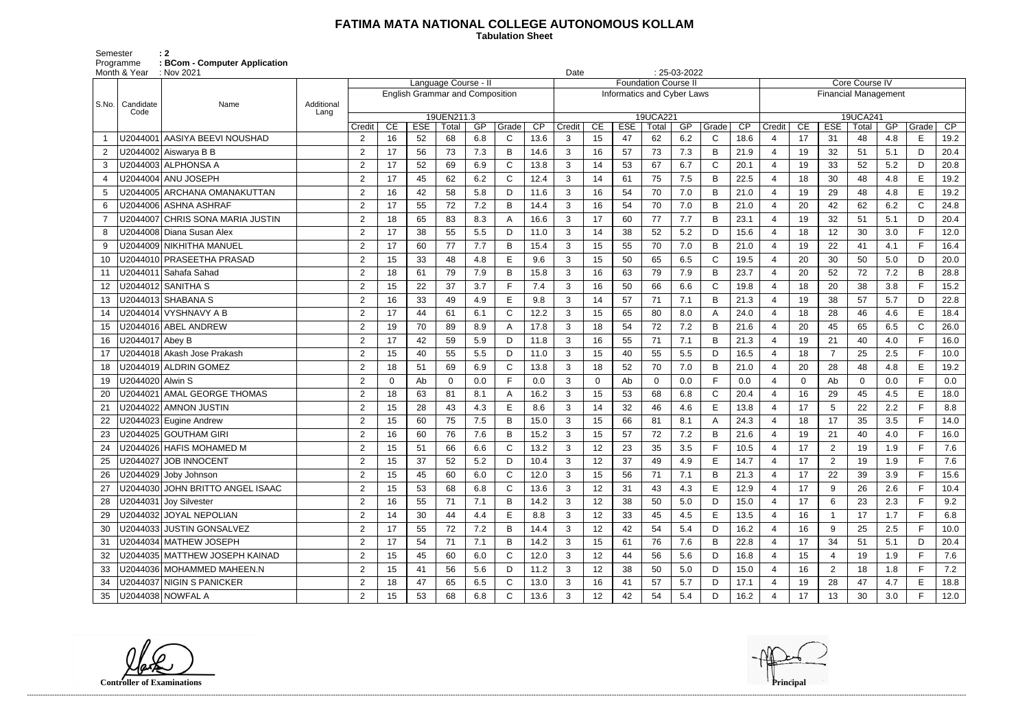# FATIMA MATA NATIONAL COLLEGE AUTONOMOUS KOLLAM

**Tabulation Sheet**

Semester : 2
Programme : BCom - Computer Application
Month & Year : Nov 2021 Date : 25-03-2022

| S.No. | Candidate Code | Name | Additional Lang | Language Course - II | | | | | | | Foundation Course II | | | | | | | Core Course IV | | | | | | |
|---|---|---|---|---|---|---|---|---|---|---|---|---|---|---|---|---|---|---|---|---|---|---|---|---|
| | | | | English Grammar and Composition | | | | | | | Informatics and Cyber Laws | | | | | | | Financial Management | | | | | | |
| | | | | 19UEN211.3 | | | | | | | 19UCA221 | | | | | | | 19UCA241 | | | | | | |
| | | | | Credit | CE | ESE | Total | GP | Grade | CP | Credit | CE | ESE | Total | GP | Grade | CP | Credit | CE | ESE | Total | GP | Grade | CP |
| 1 | U2044001 | AASIYA BEEVI NOUSHAD | | 2 | 16 | 52 | 68 | 6.8 | C | 13.6 | 3 | 15 | 47 | 62 | 6.2 | C | 18.6 | 4 | 17 | 31 | 48 | 4.8 | E | 19.2 |
| 2 | U2044002 | Aiswarya B B | | 2 | 17 | 56 | 73 | 7.3 | B | 14.6 | 3 | 16 | 57 | 73 | 7.3 | B | 21.9 | 4 | 19 | 32 | 51 | 5.1 | D | 20.4 |
| 3 | U2044003 | ALPHONSA A | | 2 | 17 | 52 | 69 | 6.9 | C | 13.8 | 3 | 14 | 53 | 67 | 6.7 | C | 20.1 | 4 | 19 | 33 | 52 | 5.2 | D | 20.8 |
| 4 | U2044004 | ANU JOSEPH | | 2 | 17 | 45 | 62 | 6.2 | C | 12.4 | 3 | 14 | 61 | 75 | 7.5 | B | 22.5 | 4 | 18 | 30 | 48 | 4.8 | E | 19.2 |
| 5 | U2044005 | ARCHANA OMANAKUTTAN | | 2 | 16 | 42 | 58 | 5.8 | D | 11.6 | 3 | 16 | 54 | 70 | 7.0 | B | 21.0 | 4 | 19 | 29 | 48 | 4.8 | E | 19.2 |
| 6 | U2044006 | ASHNA ASHRAF | | 2 | 17 | 55 | 72 | 7.2 | B | 14.4 | 3 | 16 | 54 | 70 | 7.0 | B | 21.0 | 4 | 20 | 42 | 62 | 6.2 | C | 24.8 |
| 7 | U2044007 | CHRIS SONA MARIA JUSTIN | | 2 | 18 | 65 | 83 | 8.3 | A | 16.6 | 3 | 17 | 60 | 77 | 7.7 | B | 23.1 | 4 | 19 | 32 | 51 | 5.1 | D | 20.4 |
| 8 | U2044008 | Diana Susan Alex | | 2 | 17 | 38 | 55 | 5.5 | D | 11.0 | 3 | 14 | 38 | 52 | 5.2 | D | 15.6 | 4 | 18 | 12 | 30 | 3.0 | F | 12.0 |
| 9 | U2044009 | NIKHITHA MANUEL | | 2 | 17 | 60 | 77 | 7.7 | B | 15.4 | 3 | 15 | 55 | 70 | 7.0 | B | 21.0 | 4 | 19 | 22 | 41 | 4.1 | F | 16.4 |
| 10 | U2044010 | PRASEETHA PRASAD | | 2 | 15 | 33 | 48 | 4.8 | E | 9.6 | 3 | 15 | 50 | 65 | 6.5 | C | 19.5 | 4 | 20 | 30 | 50 | 5.0 | D | 20.0 |
| 11 | U2044011 | Sahafa Sahad | | 2 | 18 | 61 | 79 | 7.9 | B | 15.8 | 3 | 16 | 63 | 79 | 7.9 | B | 23.7 | 4 | 20 | 52 | 72 | 7.2 | B | 28.8 |
| 12 | U2044012 | SANITHA S | | 2 | 15 | 22 | 37 | 3.7 | F | 7.4 | 3 | 16 | 50 | 66 | 6.6 | C | 19.8 | 4 | 18 | 20 | 38 | 3.8 | F | 15.2 |
| 13 | U2044013 | SHABANA S | | 2 | 16 | 33 | 49 | 4.9 | E | 9.8 | 3 | 14 | 57 | 71 | 7.1 | B | 21.3 | 4 | 19 | 38 | 57 | 5.7 | D | 22.8 |
| 14 | U2044014 | VYSHNAVY A B | | 2 | 17 | 44 | 61 | 6.1 | C | 12.2 | 3 | 15 | 65 | 80 | 8.0 | A | 24.0 | 4 | 18 | 28 | 46 | 4.6 | E | 18.4 |
| 15 | U2044016 | ABEL ANDREW | | 2 | 19 | 70 | 89 | 8.9 | A | 17.8 | 3 | 18 | 54 | 72 | 7.2 | B | 21.6 | 4 | 20 | 45 | 65 | 6.5 | C | 26.0 |
| 16 | U2044017 | Abey B | | 2 | 17 | 42 | 59 | 5.9 | D | 11.8 | 3 | 16 | 55 | 71 | 7.1 | B | 21.3 | 4 | 19 | 21 | 40 | 4.0 | F | 16.0 |
| 17 | U2044018 | Akash Jose Prakash | | 2 | 15 | 40 | 55 | 5.5 | D | 11.0 | 3 | 15 | 40 | 55 | 5.5 | D | 16.5 | 4 | 18 | 7 | 25 | 2.5 | F | 10.0 |
| 18 | U2044019 | ALDRIN GOMEZ | | 2 | 18 | 51 | 69 | 6.9 | C | 13.8 | 3 | 18 | 52 | 70 | 7.0 | B | 21.0 | 4 | 20 | 28 | 48 | 4.8 | E | 19.2 |
| 19 | U2044020 | Alwin S | | 2 | 0 | Ab | 0 | 0.0 | F | 0.0 | 3 | 0 | Ab | 0 | 0.0 | F | 0.0 | 4 | 0 | Ab | 0 | 0.0 | F | 0.0 |
| 20 | U2044021 | AMAL GEORGE THOMAS | | 2 | 18 | 63 | 81 | 8.1 | A | 16.2 | 3 | 15 | 53 | 68 | 6.8 | C | 20.4 | 4 | 16 | 29 | 45 | 4.5 | E | 18.0 |
| 21 | U2044022 | AMNON JUSTIN | | 2 | 15 | 28 | 43 | 4.3 | E | 8.6 | 3 | 14 | 32 | 46 | 4.6 | E | 13.8 | 4 | 17 | 5 | 22 | 2.2 | F | 8.8 |
| 22 | U2044023 | Eugine Andrew | | 2 | 15 | 60 | 75 | 7.5 | B | 15.0 | 3 | 15 | 66 | 81 | 8.1 | A | 24.3 | 4 | 18 | 17 | 35 | 3.5 | F | 14.0 |
| 23 | U2044025 | GOUTHAM GIRI | | 2 | 16 | 60 | 76 | 7.6 | B | 15.2 | 3 | 15 | 57 | 72 | 7.2 | B | 21.6 | 4 | 19 | 21 | 40 | 4.0 | F | 16.0 |
| 24 | U2044026 | HAFIS MOHAMED M | | 2 | 15 | 51 | 66 | 6.6 | C | 13.2 | 3 | 12 | 23 | 35 | 3.5 | F | 10.5 | 4 | 17 | 2 | 19 | 1.9 | F | 7.6 |
| 25 | U2044027 | JOB INNOCENT | | 2 | 15 | 37 | 52 | 5.2 | D | 10.4 | 3 | 12 | 37 | 49 | 4.9 | E | 14.7 | 4 | 17 | 2 | 19 | 1.9 | F | 7.6 |
| 26 | U2044029 | Joby Johnson | | 2 | 15 | 45 | 60 | 6.0 | C | 12.0 | 3 | 15 | 56 | 71 | 7.1 | B | 21.3 | 4 | 17 | 22 | 39 | 3.9 | F | 15.6 |
| 27 | U2044030 | JOHN BRITTO ANGEL ISAAC | | 2 | 15 | 53 | 68 | 6.8 | C | 13.6 | 3 | 12 | 31 | 43 | 4.3 | E | 12.9 | 4 | 17 | 9 | 26 | 2.6 | F | 10.4 |
| 28 | U2044031 | Joy Silvester | | 2 | 16 | 55 | 71 | 7.1 | B | 14.2 | 3 | 12 | 38 | 50 | 5.0 | D | 15.0 | 4 | 17 | 6 | 23 | 2.3 | F | 9.2 |
| 29 | U2044032 | JOYAL NEPOLIAN | | 2 | 14 | 30 | 44 | 4.4 | E | 8.8 | 3 | 12 | 33 | 45 | 4.5 | E | 13.5 | 4 | 16 | 1 | 17 | 1.7 | F | 6.8 |
| 30 | U2044033 | JUSTIN GONSALVEZ | | 2 | 17 | 55 | 72 | 7.2 | B | 14.4 | 3 | 12 | 42 | 54 | 5.4 | D | 16.2 | 4 | 16 | 9 | 25 | 2.5 | F | 10.0 |
| 31 | U2044034 | MATHEW JOSEPH | | 2 | 17 | 54 | 71 | 7.1 | B | 14.2 | 3 | 15 | 61 | 76 | 7.6 | B | 22.8 | 4 | 17 | 34 | 51 | 5.1 | D | 20.4 |
| 32 | U2044035 | MATTHEW JOSEPH KAINAD | | 2 | 15 | 45 | 60 | 6.0 | C | 12.0 | 3 | 12 | 44 | 56 | 5.6 | D | 16.8 | 4 | 15 | 4 | 19 | 1.9 | F | 7.6 |
| 33 | U2044036 | MOHAMMED MAHEEN.N | | 2 | 15 | 41 | 56 | 5.6 | D | 11.2 | 3 | 12 | 38 | 50 | 5.0 | D | 15.0 | 4 | 16 | 2 | 18 | 1.8 | F | 7.2 |
| 34 | U2044037 | NIGIN S PANICKER | | 2 | 18 | 47 | 65 | 6.5 | C | 13.0 | 3 | 16 | 41 | 57 | 5.7 | D | 17.1 | 4 | 19 | 28 | 47 | 4.7 | E | 18.8 |
| 35 | U2044038 | NOWFAL A | | 2 | 15 | 53 | 68 | 6.8 | C | 13.6 | 3 | 12 | 42 | 54 | 5.4 | D | 16.2 | 4 | 17 | 13 | 30 | 3.0 | F | 12.0 |

**Controller of Examinations** **Principal**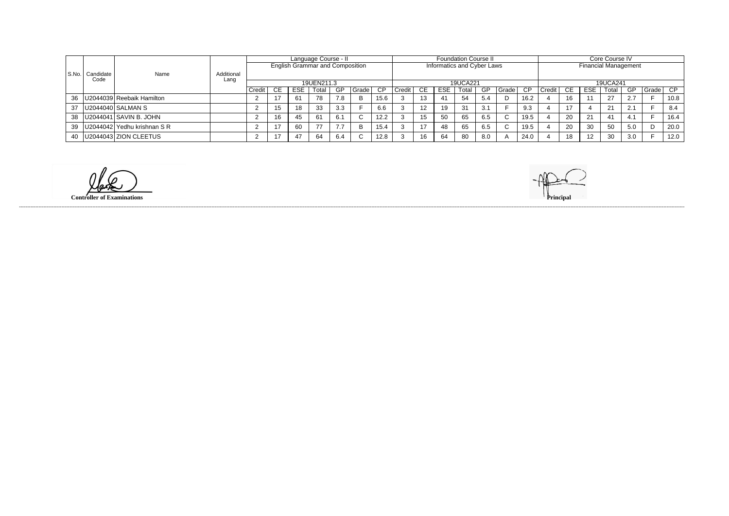| S.No. | Candidate Code | Name | Additional Lang | Language Course - II English Grammar and Composition 19UEN211.3 | | | | | | | Foundation Course II Informatics and Cyber Laws 19UCA221 | | | | | | | Core Course IV Financial Management 19UCA241 | | | | | | |
|---|---|---|---|---|---|---|---|---|---|---|---|---|---|---|---|---|---|---|---|---|---|---|---|---|
| | | | | Credit | CE | ESE | Total | GP | Grade | CP | Credit | CE | ESE | Total | GP | Grade | CP | Credit | CE | ESE | Total | GP | Grade | CP |
| 36 | U2044039 | Reebaik Hamilton | | 2 | 17 | 61 | 78 | 7.8 | B | 15.6 | 3 | 13 | 41 | 54 | 5.4 | D | 16.2 | 4 | 16 | 11 | 27 | 2.7 | F | 10.8 |
| 37 | U2044040 | SALMAN S | | 2 | 15 | 18 | 33 | 3.3 | F | 6.6 | 3 | 12 | 19 | 31 | 3.1 | F | 9.3 | 4 | 17 | 4 | 21 | 2.1 | F | 8.4 |
| 38 | U2044041 | SAVIN B. JOHN | | 2 | 16 | 45 | 61 | 6.1 | C | 12.2 | 3 | 15 | 50 | 65 | 6.5 | C | 19.5 | 4 | 20 | 21 | 41 | 4.1 | F | 16.4 |
| 39 | U2044042 | Yedhu krishnan S R | | 2 | 17 | 60 | 77 | 7.7 | B | 15.4 | 3 | 17 | 48 | 65 | 6.5 | C | 19.5 | 4 | 20 | 30 | 50 | 5.0 | D | 20.0 |
| 40 | U2044043 | ZION CLEETUS | | 2 | 17 | 47 | 64 | 6.4 | C | 12.8 | 3 | 16 | 64 | 80 | 8.0 | A | 24.0 | 4 | 18 | 12 | 30 | 3.0 | F | 12.0 |

**Controller of Examinations**

**Principal**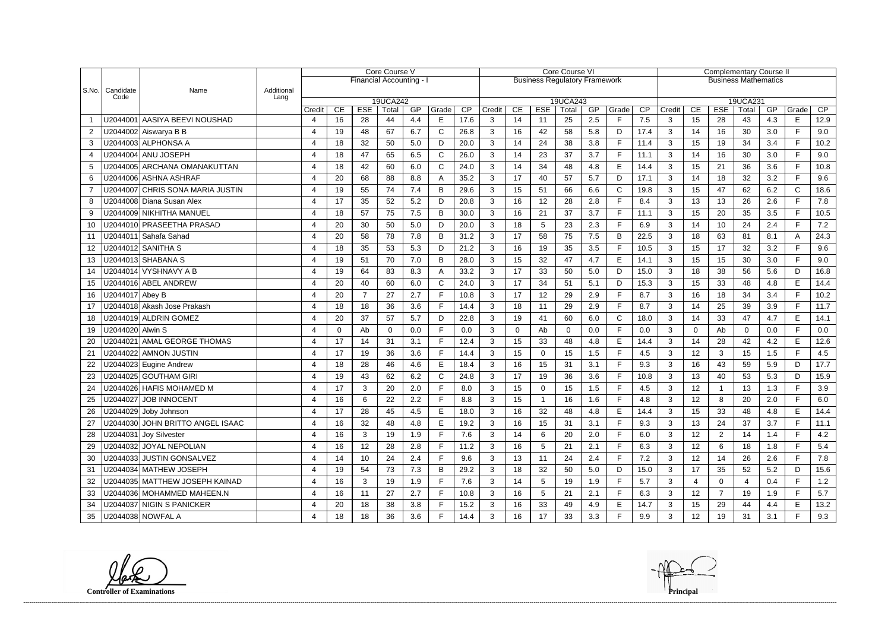| S.No. | Candidate Code | Name | Additional Lang | Core Course V | | | | | | | Core Course VI | | | | | | | Complementary Course II | | | | | | |
|---|---|---|---|---|---|---|---|---|---|---|---|---|---|---|---|---|---|---|---|---|---|---|---|---|
| | | | | Financial Accounting - I | | | | | | | Business Regulatory Framework | | | | | | | Business Mathematics | | | | | | |
| | | | | 19UCA242 | | | | | | | 19UCA243 | | | | | | | 19UCA231 | | | | | | |
| | | | | Credit | CE | ESE | Total | GP | Grade | CP | Credit | CE | ESE | Total | GP | Grade | CP | Credit | CE | ESE | Total | GP | Grade | CP |
| 1 | U2044001 | AASIYA BEEVI NOUSHAD | | 4 | 16 | 28 | 44 | 4.4 | E | 17.6 | 3 | 14 | 11 | 25 | 2.5 | F | 7.5 | 3 | 15 | 28 | 43 | 4.3 | E | 12.9 |
| 2 | U2044002 | Aiswarya B B | | 4 | 19 | 48 | 67 | 6.7 | C | 26.8 | 3 | 16 | 42 | 58 | 5.8 | D | 17.4 | 3 | 14 | 16 | 30 | 3.0 | F | 9.0 |
| 3 | U2044003 | ALPHONSA A | | 4 | 18 | 32 | 50 | 5.0 | D | 20.0 | 3 | 14 | 24 | 38 | 3.8 | F | 11.4 | 3 | 15 | 19 | 34 | 3.4 | F | 10.2 |
| 4 | U2044004 | ANU JOSEPH | | 4 | 18 | 47 | 65 | 6.5 | C | 26.0 | 3 | 14 | 23 | 37 | 3.7 | F | 11.1 | 3 | 14 | 16 | 30 | 3.0 | F | 9.0 |
| 5 | U2044005 | ARCHANA OMANAKUTTAN | | 4 | 18 | 42 | 60 | 6.0 | C | 24.0 | 3 | 14 | 34 | 48 | 4.8 | E | 14.4 | 3 | 15 | 21 | 36 | 3.6 | F | 10.8 |
| 6 | U2044006 | ASHNA ASHRAF | | 4 | 20 | 68 | 88 | 8.8 | A | 35.2 | 3 | 17 | 40 | 57 | 5.7 | D | 17.1 | 3 | 14 | 18 | 32 | 3.2 | F | 9.6 |
| 7 | U2044007 | CHRIS SONA MARIA JUSTIN | | 4 | 19 | 55 | 74 | 7.4 | B | 29.6 | 3 | 15 | 51 | 66 | 6.6 | C | 19.8 | 3 | 15 | 47 | 62 | 6.2 | C | 18.6 |
| 8 | U2044008 | Diana Susan Alex | | 4 | 17 | 35 | 52 | 5.2 | D | 20.8 | 3 | 16 | 12 | 28 | 2.8 | F | 8.4 | 3 | 13 | 13 | 26 | 2.6 | F | 7.8 |
| 9 | U2044009 | NIKHITHA MANUEL | | 4 | 18 | 57 | 75 | 7.5 | B | 30.0 | 3 | 16 | 21 | 37 | 3.7 | F | 11.1 | 3 | 15 | 20 | 35 | 3.5 | F | 10.5 |
| 10 | U2044010 | PRASEETHA PRASAD | | 4 | 20 | 30 | 50 | 5.0 | D | 20.0 | 3 | 18 | 5 | 23 | 2.3 | F | 6.9 | 3 | 14 | 10 | 24 | 2.4 | F | 7.2 |
| 11 | U2044011 | Sahafa Sahad | | 4 | 20 | 58 | 78 | 7.8 | B | 31.2 | 3 | 17 | 58 | 75 | 7.5 | B | 22.5 | 3 | 18 | 63 | 81 | 8.1 | A | 24.3 |
| 12 | U2044012 | SANITHA S | | 4 | 18 | 35 | 53 | 5.3 | D | 21.2 | 3 | 16 | 19 | 35 | 3.5 | F | 10.5 | 3 | 15 | 17 | 32 | 3.2 | F | 9.6 |
| 13 | U2044013 | SHABANA S | | 4 | 19 | 51 | 70 | 7.0 | B | 28.0 | 3 | 15 | 32 | 47 | 4.7 | E | 14.1 | 3 | 15 | 15 | 30 | 3.0 | F | 9.0 |
| 14 | U2044014 | VYSHNAVY A B | | 4 | 19 | 64 | 83 | 8.3 | A | 33.2 | 3 | 17 | 33 | 50 | 5.0 | D | 15.0 | 3 | 18 | 38 | 56 | 5.6 | D | 16.8 |
| 15 | U2044016 | ABEL ANDREW | | 4 | 20 | 40 | 60 | 6.0 | C | 24.0 | 3 | 17 | 34 | 51 | 5.1 | D | 15.3 | 3 | 15 | 33 | 48 | 4.8 | E | 14.4 |
| 16 | U2044017 | Abey B | | 4 | 20 | 7 | 27 | 2.7 | F | 10.8 | 3 | 17 | 12 | 29 | 2.9 | F | 8.7 | 3 | 16 | 18 | 34 | 3.4 | F | 10.2 |
| 17 | U2044018 | Akash Jose Prakash | | 4 | 18 | 18 | 36 | 3.6 | F | 14.4 | 3 | 18 | 11 | 29 | 2.9 | F | 8.7 | 3 | 14 | 25 | 39 | 3.9 | F | 11.7 |
| 18 | U2044019 | ALDRIN GOMEZ | | 4 | 20 | 37 | 57 | 5.7 | D | 22.8 | 3 | 19 | 41 | 60 | 6.0 | C | 18.0 | 3 | 14 | 33 | 47 | 4.7 | E | 14.1 |
| 19 | U2044020 | Alwin S | | 4 | 0 | Ab | 0 | 0.0 | F | 0.0 | 3 | 0 | Ab | 0 | 0.0 | F | 0.0 | 3 | 0 | Ab | 0 | 0.0 | F | 0.0 |
| 20 | U2044021 | AMAL GEORGE THOMAS | | 4 | 17 | 14 | 31 | 3.1 | F | 12.4 | 3 | 15 | 33 | 48 | 4.8 | E | 14.4 | 3 | 14 | 28 | 42 | 4.2 | E | 12.6 |
| 21 | U2044022 | AMNON JUSTIN | | 4 | 17 | 19 | 36 | 3.6 | F | 14.4 | 3 | 15 | 0 | 15 | 1.5 | F | 4.5 | 3 | 12 | 3 | 15 | 1.5 | F | 4.5 |
| 22 | U2044023 | Eugine Andrew | | 4 | 18 | 28 | 46 | 4.6 | E | 18.4 | 3 | 16 | 15 | 31 | 3.1 | F | 9.3 | 3 | 16 | 43 | 59 | 5.9 | D | 17.7 |
| 23 | U2044025 | GOUTHAM GIRI | | 4 | 19 | 43 | 62 | 6.2 | C | 24.8 | 3 | 17 | 19 | 36 | 3.6 | F | 10.8 | 3 | 13 | 40 | 53 | 5.3 | D | 15.9 |
| 24 | U2044026 | HAFIS MOHAMED M | | 4 | 17 | 3 | 20 | 2.0 | F | 8.0 | 3 | 15 | 0 | 15 | 1.5 | F | 4.5 | 3 | 12 | 1 | 13 | 1.3 | F | 3.9 |
| 25 | U2044027 | JOB INNOCENT | | 4 | 16 | 6 | 22 | 2.2 | F | 8.8 | 3 | 15 | 1 | 16 | 1.6 | F | 4.8 | 3 | 12 | 8 | 20 | 2.0 | F | 6.0 |
| 26 | U2044029 | Joby Johnson | | 4 | 17 | 28 | 45 | 4.5 | E | 18.0 | 3 | 16 | 32 | 48 | 4.8 | E | 14.4 | 3 | 15 | 33 | 48 | 4.8 | E | 14.4 |
| 27 | U2044030 | JOHN BRITTO ANGEL ISAAC | | 4 | 16 | 32 | 48 | 4.8 | E | 19.2 | 3 | 16 | 15 | 31 | 3.1 | F | 9.3 | 3 | 13 | 24 | 37 | 3.7 | F | 11.1 |
| 28 | U2044031 | Joy Silvester | | 4 | 16 | 3 | 19 | 1.9 | F | 7.6 | 3 | 14 | 6 | 20 | 2.0 | F | 6.0 | 3 | 12 | 2 | 14 | 1.4 | F | 4.2 |
| 29 | U2044032 | JOYAL NEPOLIAN | | 4 | 16 | 12 | 28 | 2.8 | F | 11.2 | 3 | 16 | 5 | 21 | 2.1 | F | 6.3 | 3 | 12 | 6 | 18 | 1.8 | F | 5.4 |
| 30 | U2044033 | JUSTIN GONSALVEZ | | 4 | 14 | 10 | 24 | 2.4 | F | 9.6 | 3 | 13 | 11 | 24 | 2.4 | F | 7.2 | 3 | 12 | 14 | 26 | 2.6 | F | 7.8 |
| 31 | U2044034 | MATHEW JOSEPH | | 4 | 19 | 54 | 73 | 7.3 | B | 29.2 | 3 | 18 | 32 | 50 | 5.0 | D | 15.0 | 3 | 17 | 35 | 52 | 5.2 | D | 15.6 |
| 32 | U2044035 | MATTHEW JOSEPH KAINAD | | 4 | 16 | 3 | 19 | 1.9 | F | 7.6 | 3 | 14 | 5 | 19 | 1.9 | F | 5.7 | 3 | 4 | 0 | 4 | 0.4 | F | 1.2 |
| 33 | U2044036 | MOHAMMED MAHEEN.N | | 4 | 16 | 11 | 27 | 2.7 | F | 10.8 | 3 | 16 | 5 | 21 | 2.1 | F | 6.3 | 3 | 12 | 7 | 19 | 1.9 | F | 5.7 |
| 34 | U2044037 | NIGIN S PANICKER | | 4 | 20 | 18 | 38 | 3.8 | F | 15.2 | 3 | 16 | 33 | 49 | 4.9 | E | 14.7 | 3 | 15 | 29 | 44 | 4.4 | E | 13.2 |
| 35 | U2044038 | NOWFAL A | | 4 | 18 | 18 | 36 | 3.6 | F | 14.4 | 3 | 16 | 17 | 33 | 3.3 | F | 9.9 | 3 | 12 | 19 | 31 | 3.1 | F | 9.3 |

Controller of Examinations

Principal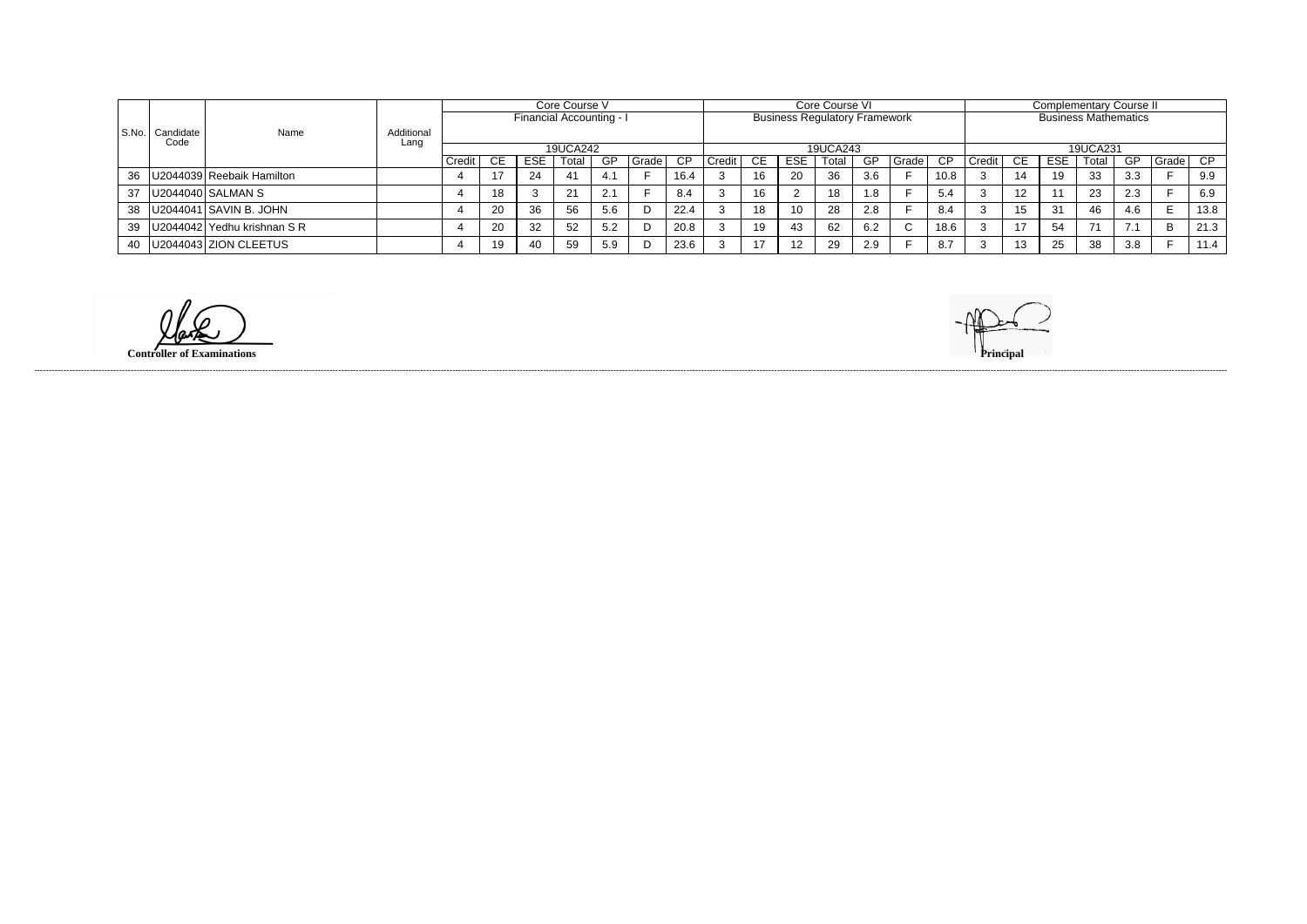| S.No. | Candidate Code | Name | Additional Lang | Core Course V | | | | | | | Core Course VI | | | | | | | Complementary Course II | | | | | | |
|---|---|---|---|---|---|---|---|---|---|---|---|---|---|---|---|---|---|---|---|---|---|---|---|---|
| | | | | Financial Accounting - I | | | | | | | Business Regulatory Framework | | | | | | | Business Mathematics | | | | | | |
| | | | | 19UCA242 | | | | | | | 19UCA243 | | | | | | | 19UCA231 | | | | | | |
| | | | | Credit | CE | ESE | Total | GP | Grade | CP | Credit | CE | ESE | Total | GP | Grade | CP | Credit | CE | ESE | Total | GP | Grade | CP |
| 36 | U2044039 | Reebaik Hamilton | | 4 | 17 | 24 | 41 | 4.1 | F | 16.4 | 3 | 16 | 20 | 36 | 3.6 | F | 10.8 | 3 | 14 | 19 | 33 | 3.3 | F | 9.9 |
| 37 | U2044040 | SALMAN S | | 4 | 18 | 3 | 21 | 2.1 | F | 8.4 | 3 | 16 | 2 | 18 | 1.8 | F | 5.4 | 3 | 12 | 11 | 23 | 2.3 | F | 6.9 |
| 38 | U2044041 | SAVIN B. JOHN | | 4 | 20 | 36 | 56 | 5.6 | D | 22.4 | 3 | 18 | 10 | 28 | 2.8 | F | 8.4 | 3 | 15 | 31 | 46 | 4.6 | E | 13.8 |
| 39 | U2044042 | Yedhu krishnan S R | | 4 | 20 | 32 | 52 | 5.2 | D | 20.8 | 3 | 19 | 43 | 62 | 6.2 | C | 18.6 | 3 | 17 | 54 | 71 | 7.1 | B | 21.3 |
| 40 | U2044043 | ZION CLEETUS | | 4 | 19 | 40 | 59 | 5.9 | D | 23.6 | 3 | 17 | 12 | 29 | 2.9 | F | 8.7 | 3 | 13 | 25 | 38 | 3.8 | F | 11.4 |

**Controller of Examinations**

**Principal**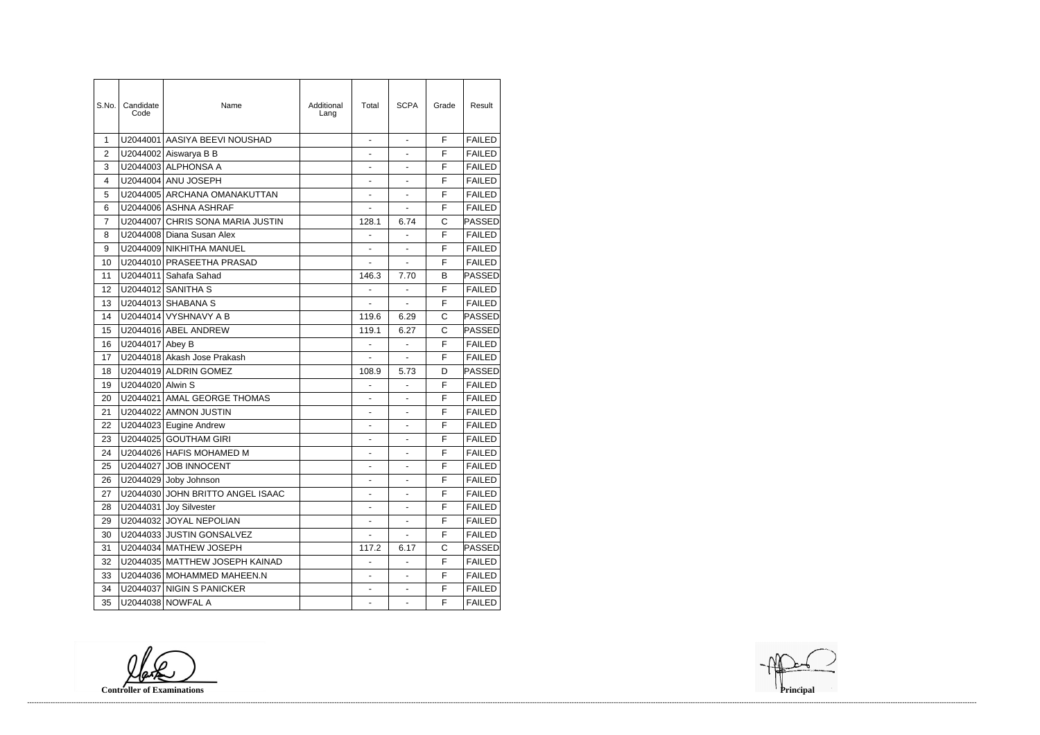| S.No. | Candidate Code | Name | Additional Lang | Total | SCPA | Grade | Result |
|---|---|---|---|---|---|---|---|
| 1 | U2044001 | AASIYA BEEVI NOUSHAD | | - | - | F | FAILED |
| 2 | U2044002 | Aiswarya B B | | - | - | F | FAILED |
| 3 | U2044003 | ALPHONSA A | | - | - | F | FAILED |
| 4 | U2044004 | ANU JOSEPH | | - | - | F | FAILED |
| 5 | U2044005 | ARCHANA OMANAKUTTAN | | - | - | F | FAILED |
| 6 | U2044006 | ASHNA ASHRAF | | - | - | F | FAILED |
| 7 | U2044007 | CHRIS SONA MARIA JUSTIN | | 128.1 | 6.74 | C | PASSED |
| 8 | U2044008 | Diana Susan Alex | | - | - | F | FAILED |
| 9 | U2044009 | NIKHITHA MANUEL | | - | - | F | FAILED |
| 10 | U2044010 | PRASEETHA PRASAD | | - | - | F | FAILED |
| 11 | U2044011 | Sahafa Sahad | | 146.3 | 7.70 | B | PASSED |
| 12 | U2044012 | SANITHA S | | - | - | F | FAILED |
| 13 | U2044013 | SHABANA S | | - | - | F | FAILED |
| 14 | U2044014 | VYSHNAVY A B | | 119.6 | 6.29 | C | PASSED |
| 15 | U2044016 | ABEL ANDREW | | 119.1 | 6.27 | C | PASSED |
| 16 | U2044017 | Abey B | | - | - | F | FAILED |
| 17 | U2044018 | Akash Jose Prakash | | - | - | F | FAILED |
| 18 | U2044019 | ALDRIN GOMEZ | | 108.9 | 5.73 | D | PASSED |
| 19 | U2044020 | Alwin S | | - | - | F | FAILED |
| 20 | U2044021 | AMAL GEORGE THOMAS | | - | - | F | FAILED |
| 21 | U2044022 | AMNON JUSTIN | | - | - | F | FAILED |
| 22 | U2044023 | Eugine Andrew | | - | - | F | FAILED |
| 23 | U2044025 | GOUTHAM GIRI | | - | - | F | FAILED |
| 24 | U2044026 | HAFIS MOHAMED M | | - | - | F | FAILED |
| 25 | U2044027 | JOB INNOCENT | | - | - | F | FAILED |
| 26 | U2044029 | Joby Johnson | | - | - | F | FAILED |
| 27 | U2044030 | JOHN BRITTO ANGEL ISAAC | | - | - | F | FAILED |
| 28 | U2044031 | Joy Silvester | | - | - | F | FAILED |
| 29 | U2044032 | JOYAL NEPOLIAN | | - | - | F | FAILED |
| 30 | U2044033 | JUSTIN GONSALVEZ | | - | - | F | FAILED |
| 31 | U2044034 | MATHEW JOSEPH | | 117.2 | 6.17 | C | PASSED |
| 32 | U2044035 | MATTHEW JOSEPH KAINAD | | - | - | F | FAILED |
| 33 | U2044036 | MOHAMMED MAHEEN.N | | - | - | F | FAILED |
| 34 | U2044037 | NIGIN S PANICKER | | - | - | F | FAILED |
| 35 | U2044038 | NOWFAL A | | - | - | F | FAILED |

**Controller of Examinations**

**Principal**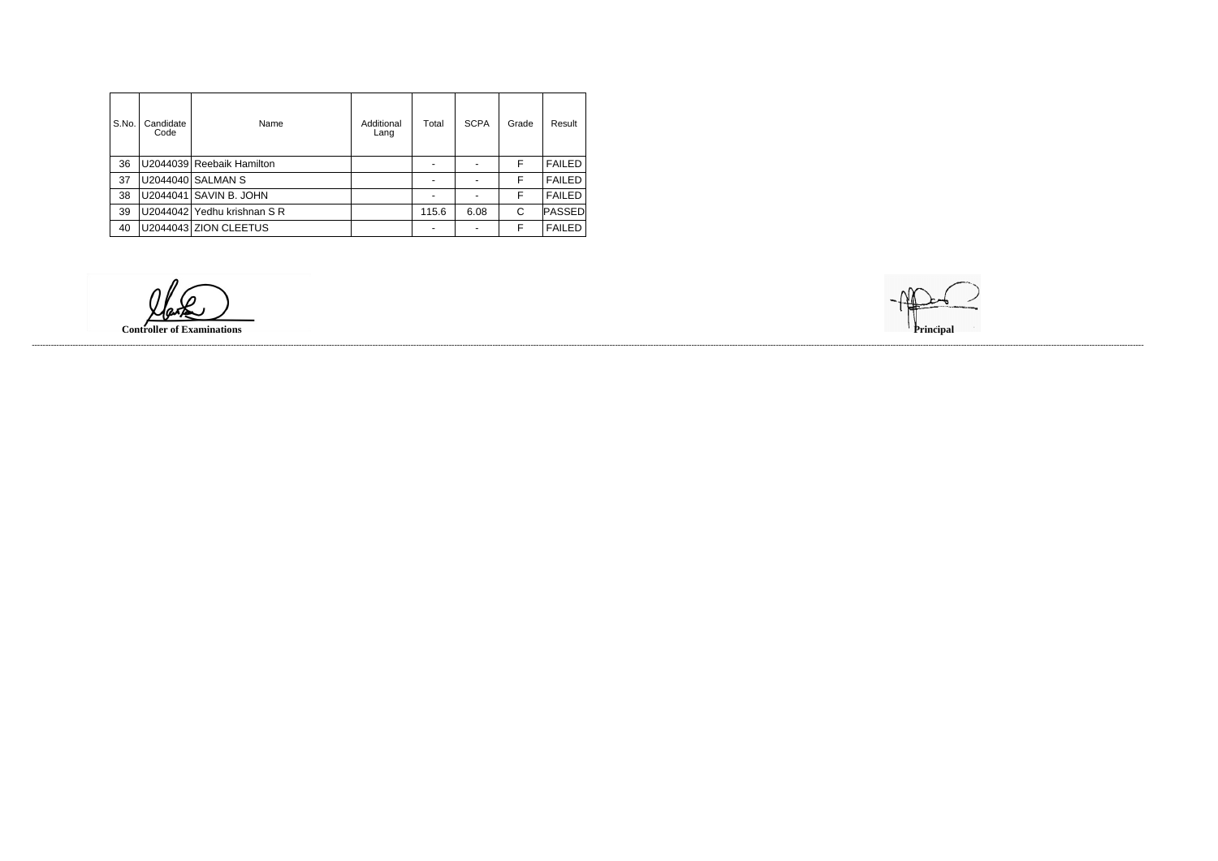| S.No. | Candidate Code | Name | Additional Lang | Total | SCPA | Grade | Result |
|---|---|---|---|---|---|---|---|
| 36 | U2044039 | Reebaik Hamilton | | - | - | F | FAILED |
| 37 | U2044040 | SALMAN S | | - | - | F | FAILED |
| 38 | U2044041 | SAVIN B. JOHN | | - | - | F | FAILED |
| 39 | U2044042 | Yedhu krishnan S R | | 115.6 | 6.08 | C | PASSED |
| 40 | U2044043 | ZION CLEETUS | | - | - | F | FAILED |

**Controller of Examinations**

**Principal**